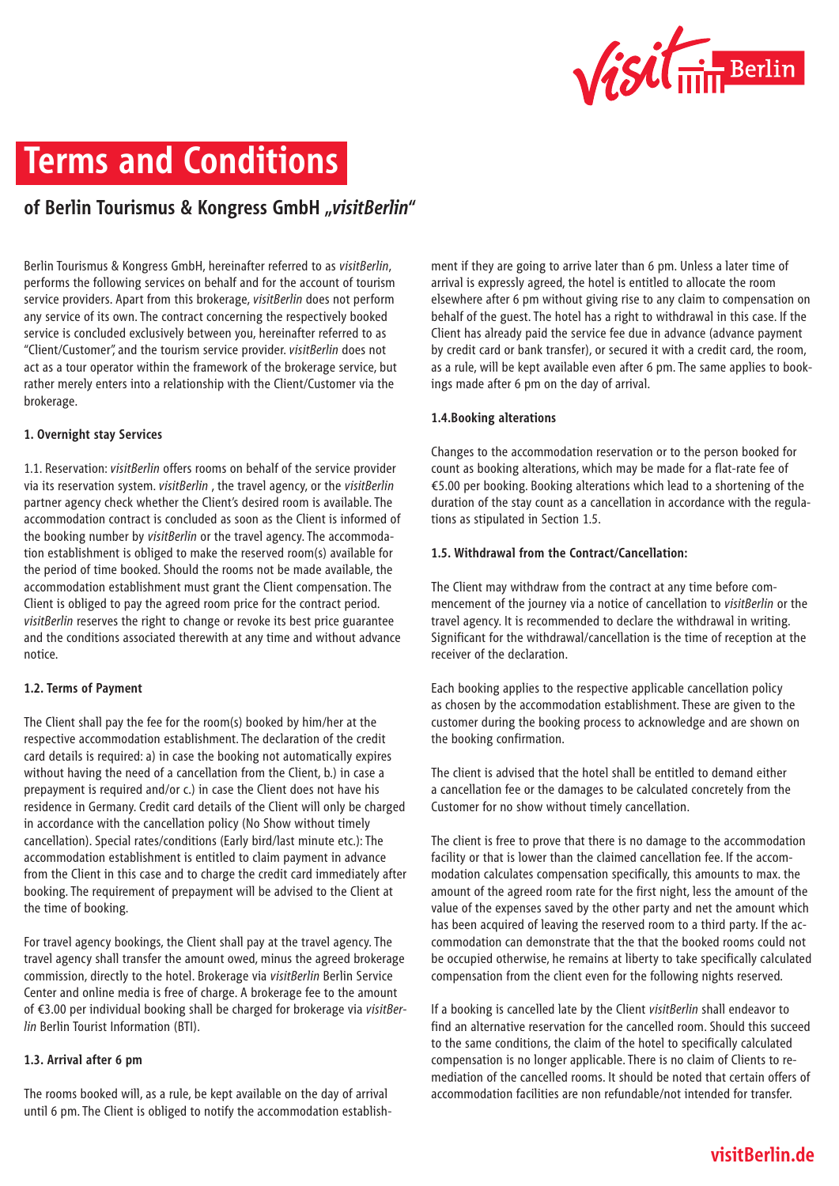# Terms and Conditions

## of Berlin Tourismus & Kongress GmbH „*visitBerlin*"

Berlin Tourismus & Kongress GmbH, hereinafter referred to as *visitBerlin*, performs the following services on behalf and for the account of tourism service providers. Apart from this brokerage, *visitBerlin* does not perform any service of its own. The contract concerning the respectively booked service is concluded exclusively between you, hereinafter referred to as "Client/Customer", and the tourism service provider. *visitBerlin* does not act as a tour operator within the framework of the brokerage service, but rather merely enters into a relationship with the Client/Customer via the brokerage.

**1. Overnight stay Services**

1.1. Reservation: *visitBerlin* offers rooms on behalf of the service provider via its reservation system. *visitBerlin* , the travel agency, or the *visitBerlin* partner agency check whether the Client's desired room is available. The accommodation contract is concluded as soon as the Client is informed of the booking number by *visitBerlin* or the travel agency. The accommodation establishment is obliged to make the reserved room(s) available for the period of time booked. Should the rooms not be made available, the accommodation establishment must grant the Client compensation. The Client is obliged to pay the agreed room price for the contract period. *visitBerlin* reserves the right to change or revoke its best price guarantee and the conditions associated therewith at any time and without advance notice.

**1.2. Terms of Payment**

The Client shall pay the fee for the room(s) booked by him/her at the respective accommodation establishment. The declaration of the credit card details is required: a) in case the booking not automatically expires without having the need of a cancellation from the Client, b.) in case a prepayment is required and/or c.) in case the Client does not have his residence in Germany. Credit card details of the Client will only be charged in accordance with the cancellation policy (No Show without timely cancellation). Special rates/conditions (Early bird/last minute etc.): The accommodation establishment is entitled to claim payment in advance from the Client in this case and to charge the credit card immediately after booking. The requirement of prepayment will be advised to the Client at the time of booking.

For travel agency bookings, the Client shall pay at the travel agency. The travel agency shall transfer the amount owed, minus the agreed brokerage commission, directly to the hotel. Brokerage via *visitBerlin* Berlin Service Center and online media is free of charge. A brokerage fee to the amount of €3.00 per individual booking shall be charged for brokerage via *visitBerlin* Berlin Tourist Information (BTI).

**1.3. Arrival after 6 pm**

The rooms booked will, as a rule, be kept available on the day of arrival until 6 pm. The Client is obliged to notify the accommodation establishment if they are going to arrive later than 6 pm. Unless a later time of arrival is expressly agreed, the hotel is entitled to allocate the room elsewhere after 6 pm without giving rise to any claim to compensation on behalf of the guest. The hotel has a right to withdrawal in this case. If the Client has already paid the service fee due in advance (advance payment by credit card or bank transfer), or secured it with a credit card, the room, as a rule, will be kept available even after 6 pm. The same applies to bookings made after 6 pm on the day of arrival.

**1.4.Booking alterations**

Changes to the accommodation reservation or to the person booked for count as booking alterations, which may be made for a flat-rate fee of €5.00 per booking. Booking alterations which lead to a shortening of the duration of the stay count as a cancellation in accordance with the regulations as stipulated in Section 1.5.

**1.5. Withdrawal from the Contract/Cancellation:**

The Client may withdraw from the contract at any time before commencement of the journey via a notice of cancellation to *visitBerlin* or the travel agency. It is recommended to declare the withdrawal in writing. Significant for the withdrawal/cancellation is the time of reception at the receiver of the declaration.

Each booking applies to the respective applicable cancellation policy as chosen by the accommodation establishment. These are given to the customer during the booking process to acknowledge and are shown on the booking confirmation.

The client is advised that the hotel shall be entitled to demand either a cancellation fee or the damages to be calculated concretely from the Customer for no show without timely cancellation.

The client is free to prove that there is no damage to the accommodation facility or that is lower than the claimed cancellation fee. If the accommodation calculates compensation specifically, this amounts to max. the amount of the agreed room rate for the first night, less the amount of the value of the expenses saved by the other party and net the amount which has been acquired of leaving the reserved room to a third party. If the accommodation can demonstrate that the that the booked rooms could not be occupied otherwise, he remains at liberty to take specifically calculated compensation from the client even for the following nights reserved.

If a booking is cancelled late by the Client *visitBerlin* shall endeavor to find an alternative reservation for the cancelled room. Should this succeed to the same conditions, the claim of the hotel to specifically calculated compensation is no longer applicable. There is no claim of Clients to remediation of the cancelled rooms. It should be noted that certain offers of accommodation facilities are non refundable/not intended for transfer.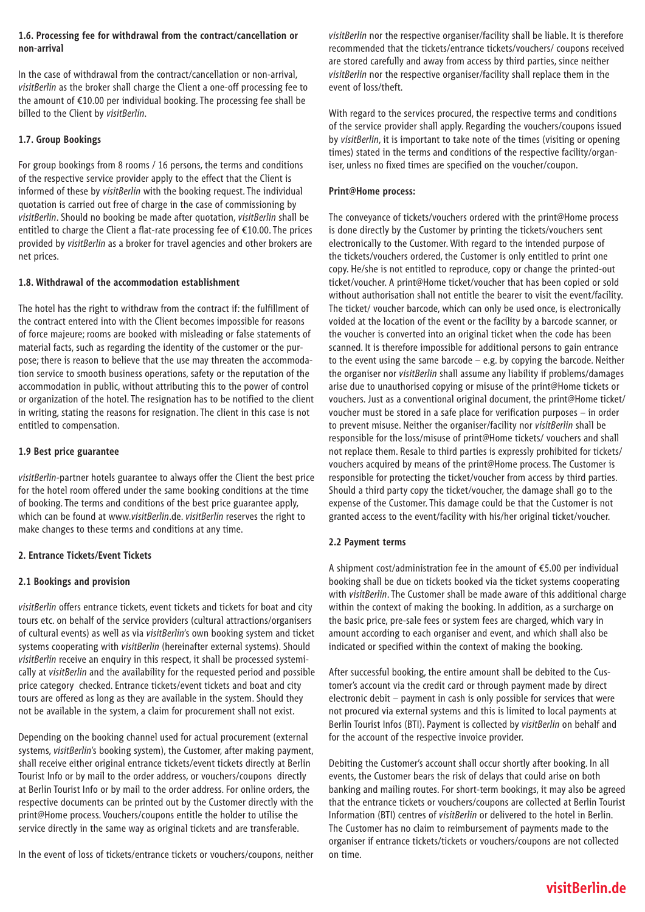### 1.6. Processing fee for withdrawal from the contract/cancellation or non-arrival

In the case of withdrawal from the contract/cancellation or non-arrival, *visitBerlin* as the broker shall charge the Client a one-off processing fee to the amount of €10.00 per individual booking. The processing fee shall be billed to the Client by *visitBerlin*.

### 1.7. Group Bookings

For group bookings from 8 rooms / 16 persons, the terms and conditions of the respective service provider apply to the effect that the Client is informed of these by *visitBerlin* with the booking request. The individual quotation is carried out free of charge in the case of commissioning by *visitBerlin*. Should no booking be made after quotation, *visitBerlin* shall be entitled to charge the Client a flat-rate processing fee of €10.00. The prices provided by *visitBerlin* as a broker for travel agencies and other brokers are net prices.

### 1.8. Withdrawal of the accommodation establishment

The hotel has the right to withdraw from the contract if: the fulfillment of the contract entered into with the Client becomes impossible for reasons of force majeure; rooms are booked with misleading or false statements of material facts, such as regarding the identity of the customer or the purpose; there is reason to believe that the use may threaten the accommodation service to smooth business operations, safety or the reputation of the accommodation in public, without attributing this to the power of control or organization of the hotel. The resignation has to be notified to the client in writing, stating the reasons for resignation. The client in this case is not entitled to compensation.

### 1.9 Best price guarantee

*visitBerlin*-partner hotels guarantee to always offer the Client the best price for the hotel room offered under the same booking conditions at the time of booking. The terms and conditions of the best price guarantee apply, which can be found at www.*visitBerlin*.de. *visitBerlin* reserves the right to make changes to these terms and conditions at any time.

## 2. Entrance Tickets/Event Tickets

### 2.1 Bookings and provision

*visitBerlin* offers entrance tickets, event tickets and tickets for boat and city tours etc. on behalf of the service providers (cultural attractions/organisers of cultural events) as well as via *visitBerlin*'s own booking system and ticket systems cooperating with *visitBerlin* (hereinafter external systems). Should *visitBerlin* receive an enquiry in this respect, it shall be processed systemically at *visitBerlin* and the availability for the requested period and possible price category checked. Entrance tickets/event tickets and boat and city tours are offered as long as they are available in the system. Should they not be available in the system, a claim for procurement shall not exist.

Depending on the booking channel used for actual procurement (external systems, *visitBerlin*'s booking system), the Customer, after making payment, shall receive either original entrance tickets/event tickets directly at Berlin Tourist Info or by mail to the order address, or vouchers/coupons directly at Berlin Tourist Info or by mail to the order address. For online orders, the respective documents can be printed out by the Customer directly with the print@Home process. Vouchers/coupons entitle the holder to utilise the service directly in the same way as original tickets and are transferable.

In the event of loss of tickets/entrance tickets or vouchers/coupons, neither *visitBerlin* nor the respective organiser/facility shall be liable. It is therefore recommended that the tickets/entrance tickets/vouchers/ coupons received are stored carefully and away from access by third parties, since neither *visitBerlin* nor the respective organiser/facility shall replace them in the event of loss/theft.

With regard to the services procured, the respective terms and conditions of the service provider shall apply. Regarding the vouchers/coupons issued by *visitBerlin*, it is important to take note of the times (visiting or opening times) stated in the terms and conditions of the respective facility/organiser, unless no fixed times are specified on the voucher/coupon.

**Print@Home process:**

The conveyance of tickets/vouchers ordered with the print@Home process is done directly by the Customer by printing the tickets/vouchers sent electronically to the Customer. With regard to the intended purpose of the tickets/vouchers ordered, the Customer is only entitled to print one copy. He/she is not entitled to reproduce, copy or change the printed-out ticket/voucher. A print@Home ticket/voucher that has been copied or sold without authorisation shall not entitle the bearer to visit the event/facility. The ticket/ voucher barcode, which can only be used once, is electronically voided at the location of the event or the facility by a barcode scanner, or the voucher is converted into an original ticket when the code has been scanned. It is therefore impossible for additional persons to gain entrance to the event using the same barcode – e.g. by copying the barcode. Neither the organiser nor *visitBerlin* shall assume any liability if problems/damages arise due to unauthorised copying or misuse of the print@Home tickets or vouchers. Just as a conventional original document, the print@Home ticket/ voucher must be stored in a safe place for verification purposes – in order to prevent misuse. Neither the organiser/facility nor *visitBerlin* shall be responsible for the loss/misuse of print@Home tickets/ vouchers and shall not replace them. Resale to third parties is expressly prohibited for tickets/ vouchers acquired by means of the print@Home process. The Customer is responsible for protecting the ticket/voucher from access by third parties. Should a third party copy the ticket/voucher, the damage shall go to the expense of the Customer. This damage could be that the Customer is not granted access to the event/facility with his/her original ticket/voucher.

### 2.2 Payment terms

A shipment cost/administration fee in the amount of €5.00 per individual booking shall be due on tickets booked via the ticket systems cooperating with *visitBerlin*. The Customer shall be made aware of this additional charge within the context of making the booking. In addition, as a surcharge on the basic price, pre-sale fees or system fees are charged, which vary in amount according to each organiser and event, and which shall also be indicated or specified within the context of making the booking.

After successful booking, the entire amount shall be debited to the Customer's account via the credit card or through payment made by direct electronic debit – payment in cash is only possible for services that were not procured via external systems and this is limited to local payments at Berlin Tourist Infos (BTI). Payment is collected by *visitBerlin* on behalf and for the account of the respective invoice provider.

Debiting the Customer's account shall occur shortly after booking. In all events, the Customer bears the risk of delays that could arise on both banking and mailing routes. For short-term bookings, it may also be agreed that the entrance tickets or vouchers/coupons are collected at Berlin Tourist Information (BTI) centres of *visitBerlin* or delivered to the hotel in Berlin. The Customer has no claim to reimbursement of payments made to the organiser if entrance tickets/tickets or vouchers/coupons are not collected on time.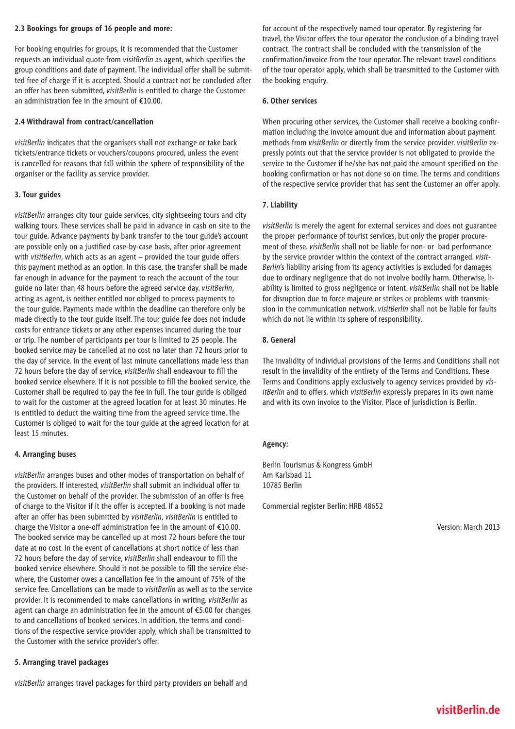### 2.3 Bookings for groups of 16 people and more:

For booking enquiries for groups, it is recommended that the Customer requests an individual quote from *visitBerlin* as agent, which specifies the group conditions and date of payment. The individual offer shall be submitted free of charge if it is accepted. Should a contract not be concluded after an offer has been submitted, *visitBerlin* is entitled to charge the Customer an administration fee in the amount of €10.00.

### 2.4 Withdrawal from contract/cancellation

*visitBerlin* indicates that the organisers shall not exchange or take back tickets/entrance tickets or vouchers/coupons procured, unless the event is cancelled for reasons that fall within the sphere of responsibility of the organiser or the facility as service provider.

## 3. Tour guides

*visitBerlin* arranges city tour guide services, city sightseeing tours and city walking tours. These services shall be paid in advance in cash on site to the tour guide. Advance payments by bank transfer to the tour guide's account are possible only on a justified case-by-case basis, after prior agreement with *visitBerlin*, which acts as an agent – provided the tour guide offers this payment method as an option. In this case, the transfer shall be made far enough in advance for the payment to reach the account of the tour guide no later than 48 hours before the agreed service day. *visitBerlin*, acting as agent, is neither entitled nor obliged to process payments to the tour guide. Payments made within the deadline can therefore only be made directly to the tour guide itself. The tour guide fee does not include costs for entrance tickets or any other expenses incurred during the tour or trip. The number of participants per tour is limited to 25 people. The booked service may be cancelled at no cost no later than 72 hours prior to the day of service. In the event of last minute cancellations made less than 72 hours before the day of service, *visitBerlin* shall endeavour to fill the booked service elsewhere. If it is not possible to fill the booked service, the Customer shall be required to pay the fee in full. The tour guide is obliged to wait for the customer at the agreed location for at least 30 minutes. He is entitled to deduct the waiting time from the agreed service time. The Customer is obliged to wait for the tour guide at the agreed location for at least 15 minutes.

## 4. Arranging buses

*visitBerlin* arranges buses and other modes of transportation on behalf of the providers. If interested, *visitBerlin* shall submit an individual offer to the Customer on behalf of the provider. The submission of an offer is free of charge to the Visitor if it the offer is accepted. If a booking is not made after an offer has been submitted by *visitBerlin*, *visitBerlin* is entitled to charge the Visitor a one-off administration fee in the amount of €10.00. The booked service may be cancelled up at most 72 hours before the tour date at no cost. In the event of cancellations at short notice of less than 72 hours before the day of service, *visitBerlin* shall endeavour to fill the booked service elsewhere. Should it not be possible to fill the service elsewhere, the Customer owes a cancellation fee in the amount of 75% of the service fee. Cancellations can be made to *visitBerlin* as well as to the service provider. It is recommended to make cancellations in writing. *visitBerlin* as agent can charge an administration fee in the amount of €5.00 for changes to and cancellations of booked services. In addition, the terms and conditions of the respective service provider apply, which shall be transmitted to the Customer with the service provider's offer.

## 5. Arranging travel packages

*visitBerlin* arranges travel packages for third party providers on behalf and for account of the respectively named tour operator. By registering for travel, the Visitor offers the tour operator the conclusion of a binding travel contract. The contract shall be concluded with the transmission of the confirmation/invoice from the tour operator. The relevant travel conditions of the tour operator apply, which shall be transmitted to the Customer with the booking enquiry.

## 6. Other services

When procuring other services, the Customer shall receive a booking confirmation including the invoice amount due and information about payment methods from *visitBerlin* or directly from the service provider. *visitBerlin* expressly points out that the service provider is not obligated to provide the service to the Customer if he/she has not paid the amount specified on the booking confirmation or has not done so on time. The terms and conditions of the respective service provider that has sent the Customer an offer apply.

## 7. Liability

*visitBerlin* is merely the agent for external services and does not guarantee the proper performance of tourist services, but only the proper procurement of these. *visitBerlin* shall not be liable for non- or bad performance by the service provider within the context of the contract arranged. *visitBerlin*'s liability arising from its agency activities is excluded for damages due to ordinary negligence that do not involve bodily harm. Otherwise, liability is limited to gross negligence or intent. *visitBerlin* shall not be liable for disruption due to force majeure or strikes or problems with transmission in the communication network. *visitBerlin* shall not be liable for faults which do not lie within its sphere of responsibility.

## 8. General

The invalidity of individual provisions of the Terms and Conditions shall not result in the invalidity of the entirety of the Terms and Conditions. These Terms and Conditions apply exclusively to agency services provided by *visitBerlin* and to offers, which *visitBerlin* expressly prepares in its own name and with its own invoice to the Visitor. Place of jurisdiction is Berlin.

**Agency:**

Berlin Tourismus & Kongress GmbH
Am Karlsbad 11
10785 Berlin

Commercial register Berlin: HRB 48652

Version: March 2013

**visitBerlin.de**